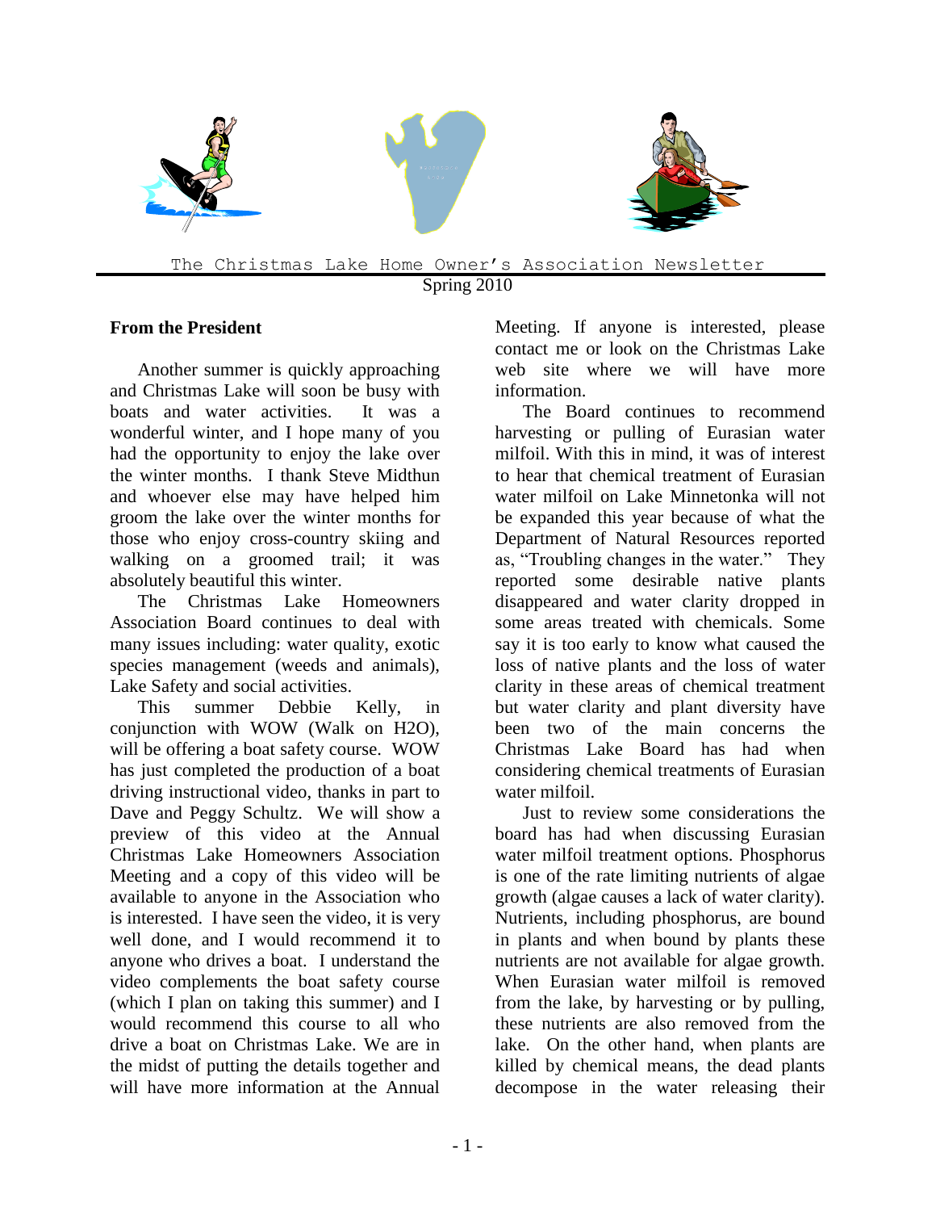The Christmas Lake Home Owner's Association Newsletter

Spring 2010

## From the President

Another summer is quickly approaching and Christmas Lake will soon be busy with boats and water activities. It was a wonderful winter, and I hope many of you had the opportunity to enjoy the lake over the winter months. I thank Steve Midthun and whoever else may have helped him groom the lake over the winter months for those who enjoy cross-country skiing and walking on a groomed trail; it was absolutely beautiful this winter.

The Christmas Lake Homeowners Association Board continues to deal with many issues including: water quality, exotic species management (weeds and animals), Lake Safety and social activities.

This summer Debbie Kelly, in conjunction with WOW (Walk on H2O), will be offering a boat safety course. WOW has just completed the production of a boat driving instructional video, thanks in part to Dave and Peggy Schultz. We will show a preview of this video at the Annual Christmas Lake Homeowners Association Meeting and a copy of this video will be available to anyone in the Association who is interested. I have seen the video, it is very well done, and I would recommend it to anyone who drives a boat. I understand the video complements the boat safety course (which I plan on taking this summer) and I would recommend this course to all who drive a boat on Christmas Lake. We are in the midst of putting the details together and will have more information at the Annual Meeting. If anyone is interested, please contact me or look on the Christmas Lake web site where we will have more information.

The Board continues to recommend harvesting or pulling of Eurasian water milfoil. With this in mind, it was of interest to hear that chemical treatment of Eurasian water milfoil on Lake Minnetonka will not be expanded this year because of what the Department of Natural Resources reported as, "Troubling changes in the water." They reported some desirable native plants disappeared and water clarity dropped in some areas treated with chemicals. Some say it is too early to know what caused the loss of native plants and the loss of water clarity in these areas of chemical treatment but water clarity and plant diversity have been two of the main concerns the Christmas Lake Board has had when considering chemical treatments of Eurasian water milfoil.

Just to review some considerations the board has had when discussing Eurasian water milfoil treatment options. Phosphorus is one of the rate limiting nutrients of algae growth (algae causes a lack of water clarity). Nutrients, including phosphorus, are bound in plants and when bound by plants these nutrients are not available for algae growth. When Eurasian water milfoil is removed from the lake, by harvesting or by pulling, these nutrients are also removed from the lake. On the other hand, when plants are killed by chemical means, the dead plants decompose in the water releasing their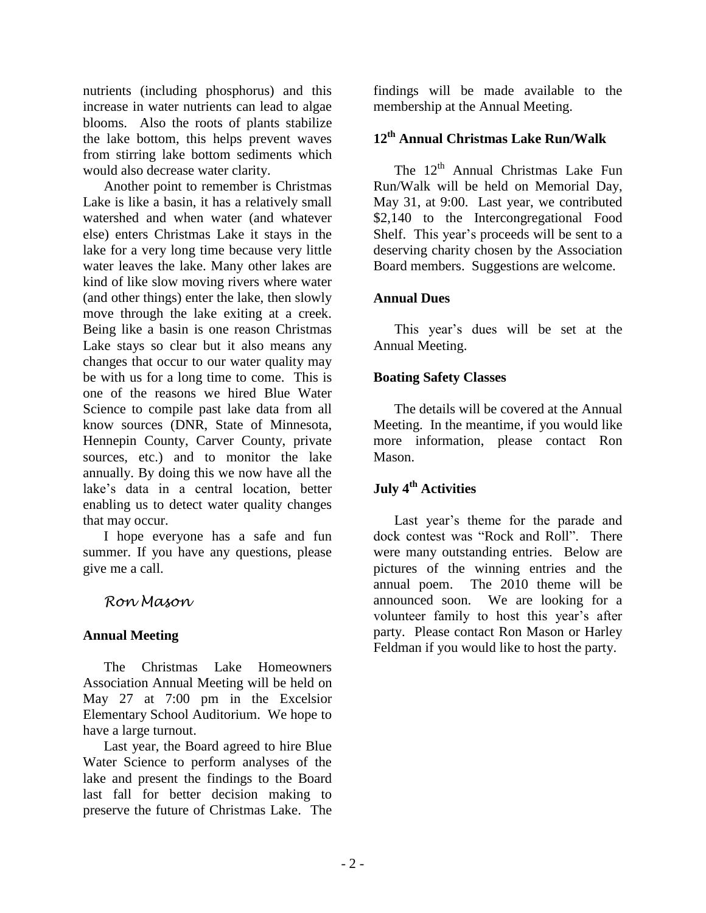nutrients (including phosphorus) and this increase in water nutrients can lead to algae blooms. Also the roots of plants stabilize the lake bottom, this helps prevent waves from stirring lake bottom sediments which would also decrease water clarity.

Another point to remember is Christmas Lake is like a basin, it has a relatively small watershed and when water (and whatever else) enters Christmas Lake it stays in the lake for a very long time because very little water leaves the lake. Many other lakes are kind of like slow moving rivers where water (and other things) enter the lake, then slowly move through the lake exiting at a creek. Being like a basin is one reason Christmas Lake stays so clear but it also means any changes that occur to our water quality may be with us for a long time to come. This is one of the reasons we hired Blue Water Science to compile past lake data from all know sources (DNR, State of Minnesota, Hennepin County, Carver County, private sources, etc.) and to monitor the lake annually. By doing this we now have all the lake's data in a central location, better enabling us to detect water quality changes that may occur.

I hope everyone has a safe and fun summer. If you have any questions, please give me a call.

*Ron Mason*

**Annual Meeting**

The Christmas Lake Homeowners Association Annual Meeting will be held on May 27 at 7:00 pm in the Excelsior Elementary School Auditorium. We hope to have a large turnout.

Last year, the Board agreed to hire Blue Water Science to perform analyses of the lake and present the findings to the Board last fall for better decision making to preserve the future of Christmas Lake. The findings will be made available to the membership at the Annual Meeting.

**12th Annual Christmas Lake Run/Walk**

The 12th Annual Christmas Lake Fun Run/Walk will be held on Memorial Day, May 31, at 9:00. Last year, we contributed $2,140 to the Intercongregational Food Shelf. This year's proceeds will be sent to a deserving charity chosen by the Association Board members. Suggestions are welcome.

**Annual Dues**

This year's dues will be set at the Annual Meeting.

**Boating Safety Classes**

The details will be covered at the Annual Meeting. In the meantime, if you would like more information, please contact Ron Mason.

**July 4th Activities**

Last year's theme for the parade and dock contest was "Rock and Roll". There were many outstanding entries. Below are pictures of the winning entries and the annual poem. The 2010 theme will be announced soon. We are looking for a volunteer family to host this year's after party. Please contact Ron Mason or Harley Feldman if you would like to host the party.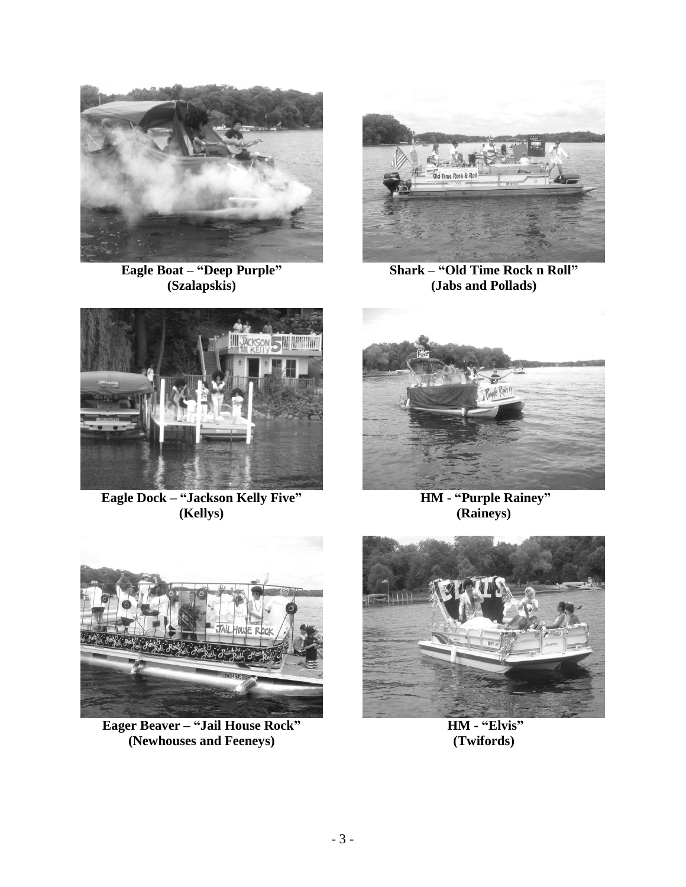**Eagle Boat – "Deep Purple"**
**(Szalapskis)**

**Shark – "Old Time Rock n Roll"**
**(Jabs and Pollads)**

**Eagle Dock – "Jackson Kelly Five"**
**(Kellys)**

**HM - "Purple Rainey"**
**(Raineys)**

**Eager Beaver – "Jail House Rock"**
**(Newhouses and Feeneys)**

**HM - "Elvis"**
**(Twifords)**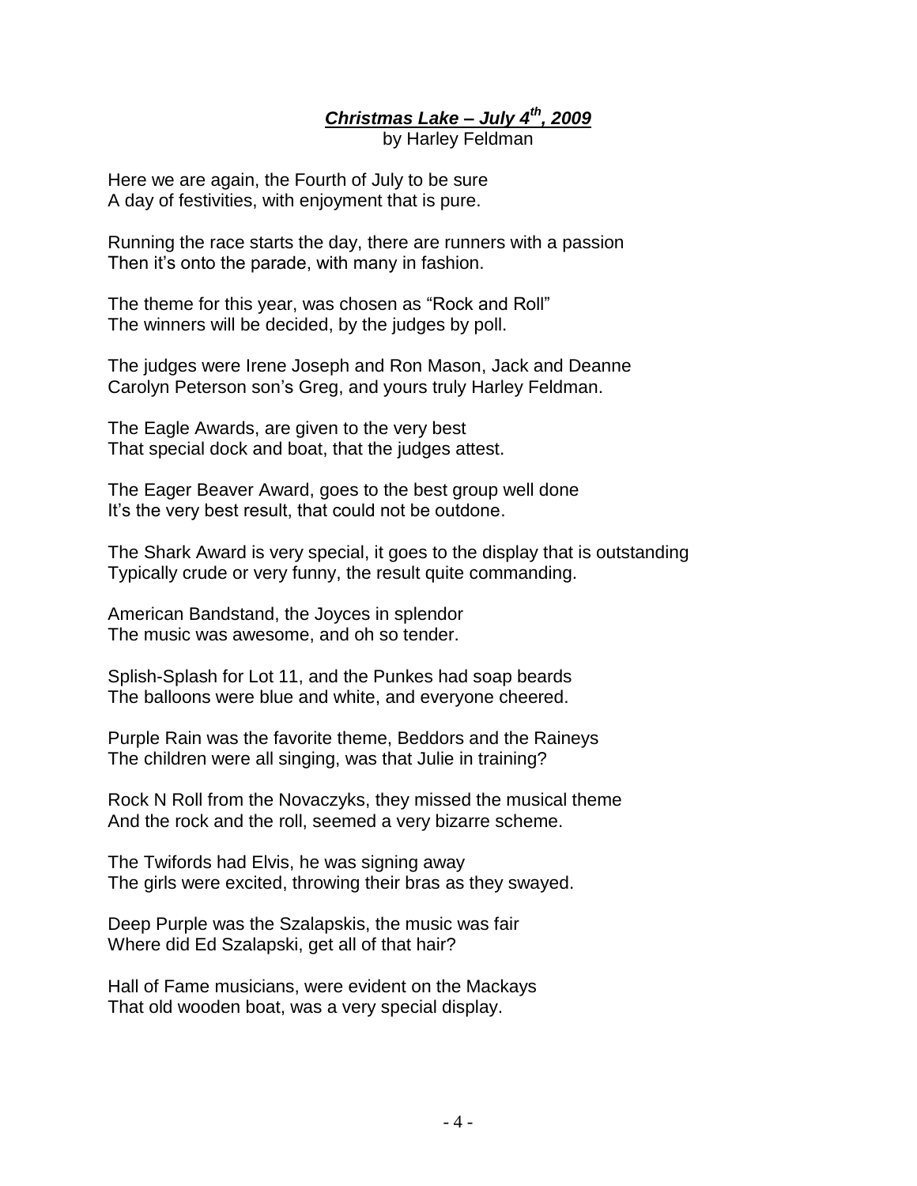## ***Christmas Lake – July 4th, 2009***

by Harley Feldman

Here we are again, the Fourth of July to be sure
A day of festivities, with enjoyment that is pure.

Running the race starts the day, there are runners with a passion
Then it's onto the parade, with many in fashion.

The theme for this year, was chosen as "Rock and Roll"
The winners will be decided, by the judges by poll.

The judges were Irene Joseph and Ron Mason, Jack and Deanne
Carolyn Peterson son's Greg, and yours truly Harley Feldman.

The Eagle Awards, are given to the very best
That special dock and boat, that the judges attest.

The Eager Beaver Award, goes to the best group well done
It's the very best result, that could not be outdone.

The Shark Award is very special, it goes to the display that is outstanding
Typically crude or very funny, the result quite commanding.

American Bandstand, the Joyces in splendor
The music was awesome, and oh so tender.

Splish-Splash for Lot 11, and the Punkes had soap beards
The balloons were blue and white, and everyone cheered.

Purple Rain was the favorite theme, Beddors and the Raineys
The children were all singing, was that Julie in training?

Rock N Roll from the Novaczyks, they missed the musical theme
And the rock and the roll, seemed a very bizarre scheme.

The Twifords had Elvis, he was signing away
The girls were excited, throwing their bras as they swayed.

Deep Purple was the Szalapskis, the music was fair
Where did Ed Szalapski, get all of that hair?

Hall of Fame musicians, were evident on the Mackays
That old wooden boat, was a very special display.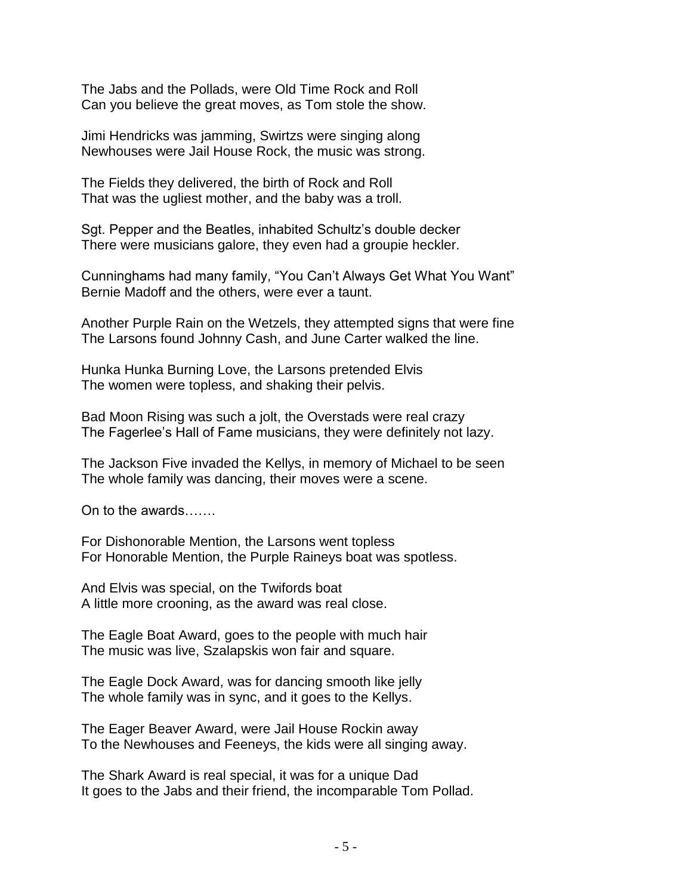The Jabs and the Pollads, were Old Time Rock and Roll
Can you believe the great moves, as Tom stole the show.

Jimi Hendricks was jamming, Swirtzs were singing along
Newhouses were Jail House Rock, the music was strong.

The Fields they delivered, the birth of Rock and Roll
That was the ugliest mother, and the baby was a troll.

Sgt. Pepper and the Beatles, inhabited Schultz's double decker
There were musicians galore, they even had a groupie heckler.

Cunninghams had many family, "You Can't Always Get What You Want"
Bernie Madoff and the others, were ever a taunt.

Another Purple Rain on the Wetzels, they attempted signs that were fine
The Larsons found Johnny Cash, and June Carter walked the line.

Hunka Hunka Burning Love, the Larsons pretended Elvis
The women were topless, and shaking their pelvis.

Bad Moon Rising was such a jolt, the Overstads were real crazy
The Fagerlee's Hall of Fame musicians, they were definitely not lazy.

The Jackson Five invaded the Kellys, in memory of Michael to be seen
The whole family was dancing, their moves were a scene.

On to the awards…….

For Dishonorable Mention, the Larsons went topless
For Honorable Mention, the Purple Raineys boat was spotless.

And Elvis was special, on the Twifords boat
A little more crooning, as the award was real close.

The Eagle Boat Award, goes to the people with much hair
The music was live, Szalapskis won fair and square.

The Eagle Dock Award, was for dancing smooth like jelly
The whole family was in sync, and it goes to the Kellys.

The Eager Beaver Award, were Jail House Rockin away
To the Newhouses and Feeneys, the kids were all singing away.

The Shark Award is real special, it was for a unique Dad
It goes to the Jabs and their friend, the incomparable Tom Pollad.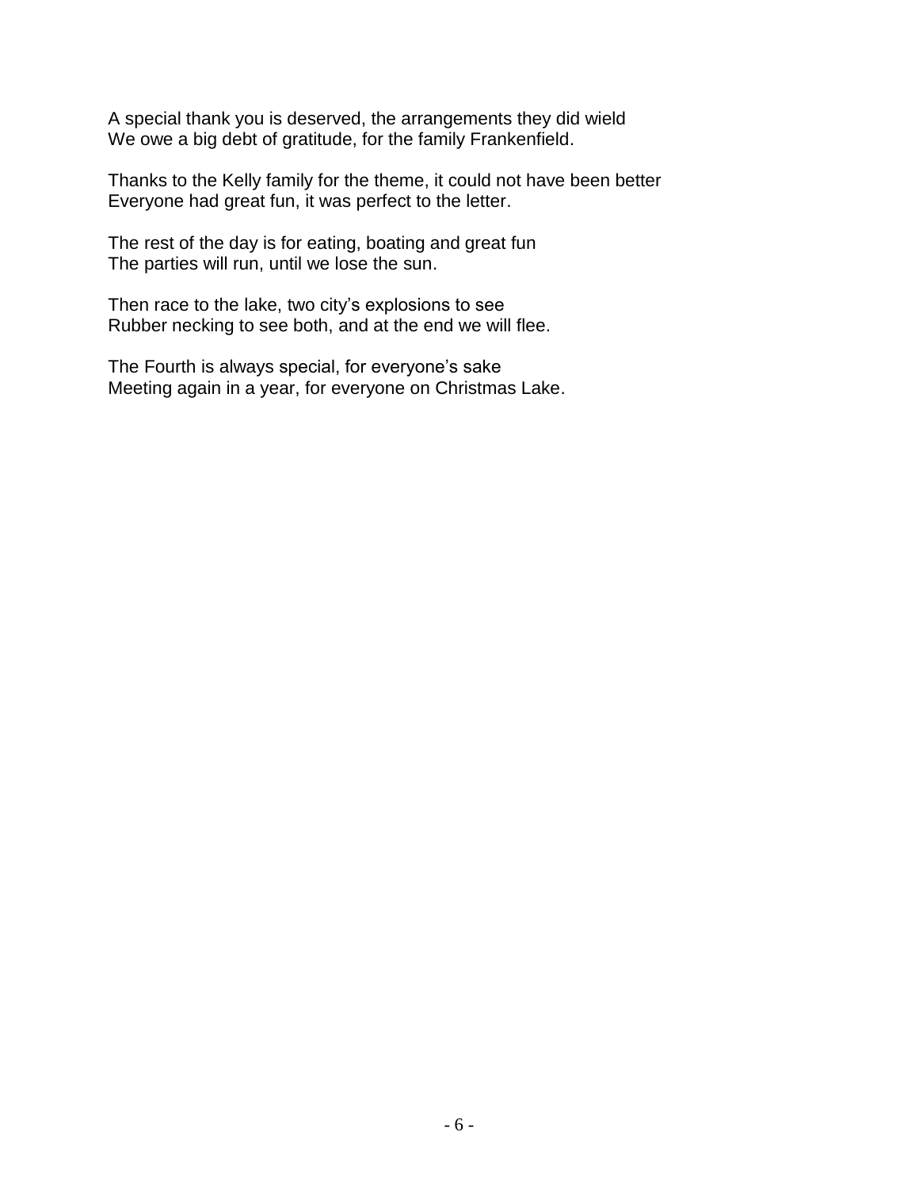A special thank you is deserved, the arrangements they did wield
We owe a big debt of gratitude, for the family Frankenfield.

Thanks to the Kelly family for the theme, it could not have been better
Everyone had great fun, it was perfect to the letter.

The rest of the day is for eating, boating and great fun
The parties will run, until we lose the sun.

Then race to the lake, two city's explosions to see
Rubber necking to see both, and at the end we will flee.

The Fourth is always special, for everyone's sake
Meeting again in a year, for everyone on Christmas Lake.